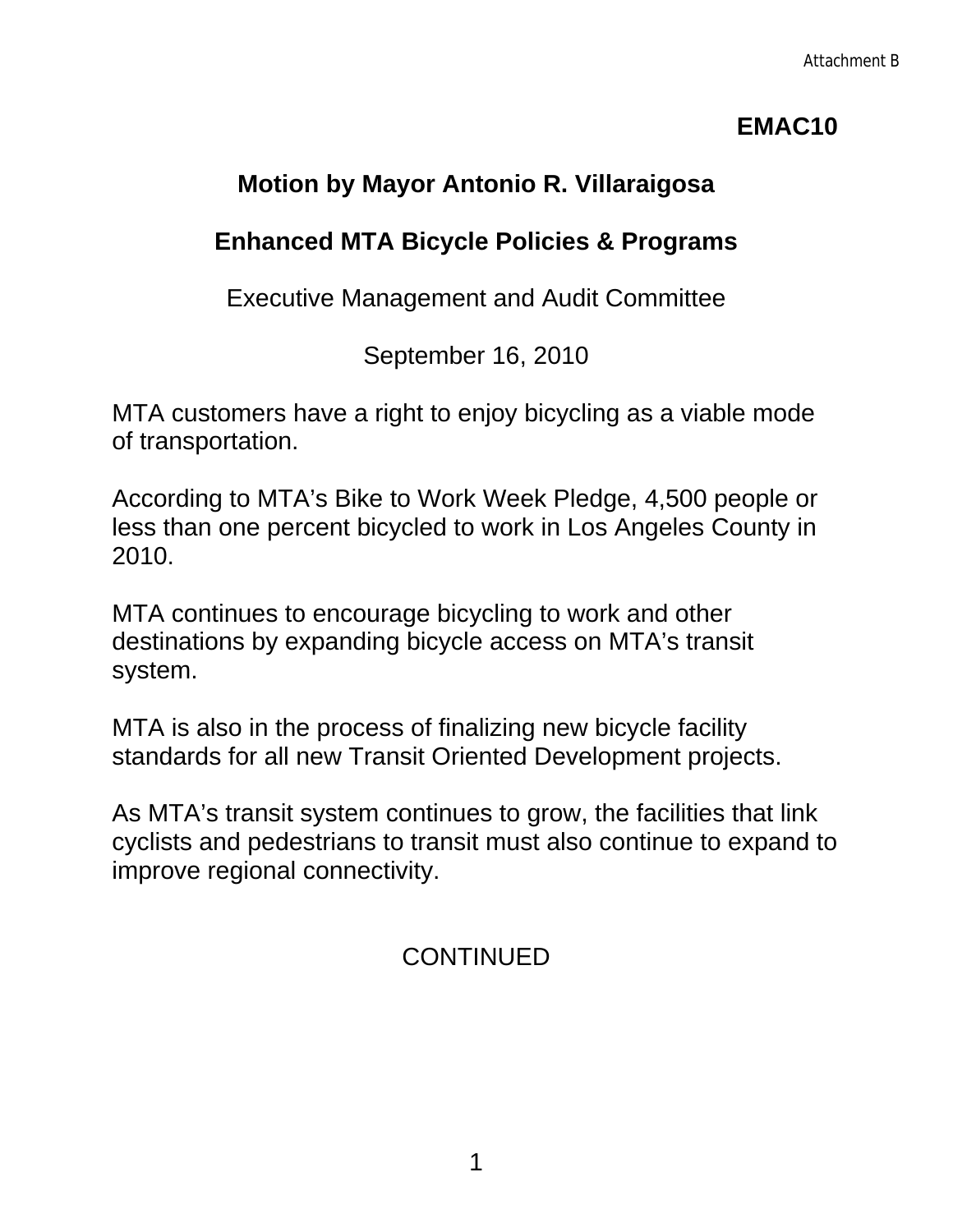Attachment B

**EMAC10**

# Motion by Mayor Antonio R. Villaraigosa

## Enhanced MTA Bicycle Policies & Programs

Executive Management and Audit Committee

September 16, 2010

MTA customers have a right to enjoy bicycling as a viable mode of transportation.

According to MTA's Bike to Work Week Pledge, 4,500 people or less than one percent bicycled to work in Los Angeles County in 2010.

MTA continues to encourage bicycling to work and other destinations by expanding bicycle access on MTA's transit system.

MTA is also in the process of finalizing new bicycle facility standards for all new Transit Oriented Development projects.

As MTA's transit system continues to grow, the facilities that link cyclists and pedestrians to transit must also continue to expand to improve regional connectivity.

CONTINUED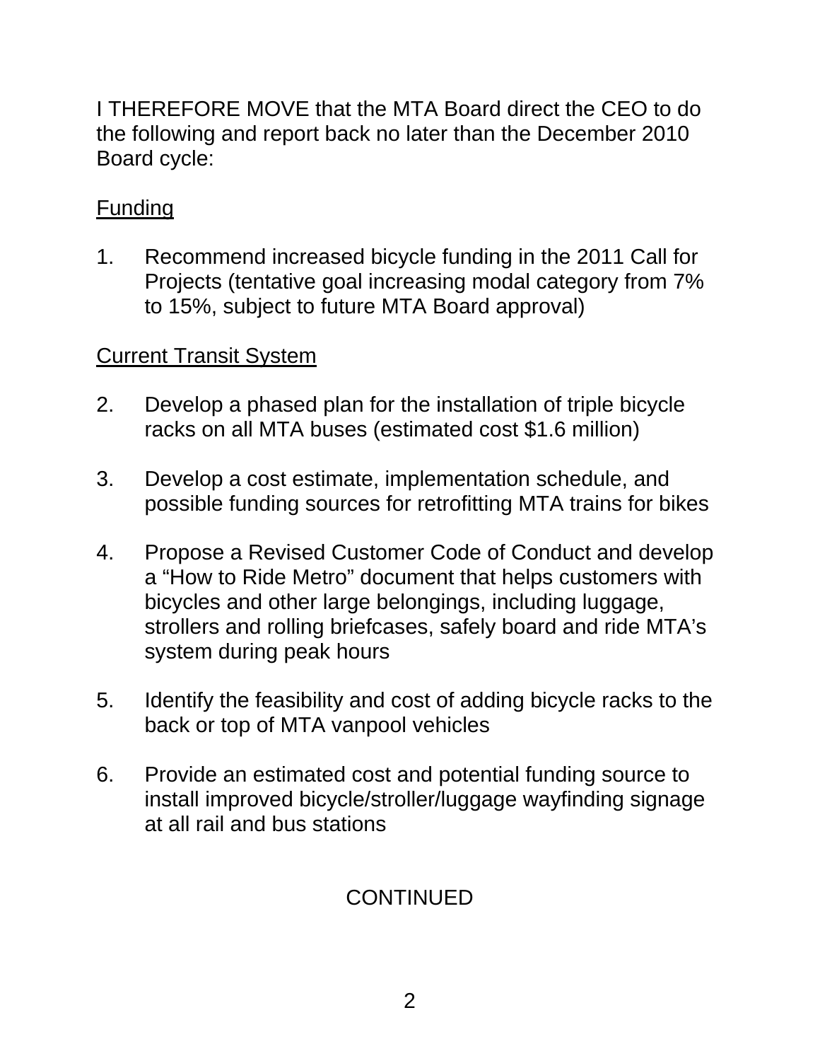I THEREFORE MOVE that the MTA Board direct the CEO to do the following and report back no later than the December 2010 Board cycle:

<u>Funding</u>

1. Recommend increased bicycle funding in the 2011 Call for Projects (tentative goal increasing modal category from 7% to 15%, subject to future MTA Board approval)

<u>Current Transit System</u>

2. Develop a phased plan for the installation of triple bicycle racks on all MTA buses (estimated cost $1.6 million)

3. Develop a cost estimate, implementation schedule, and possible funding sources for retrofitting MTA trains for bikes

4. Propose a Revised Customer Code of Conduct and develop a “How to Ride Metro” document that helps customers with bicycles and other large belongings, including luggage, strollers and rolling briefcases, safely board and ride MTA’s system during peak hours

5. Identify the feasibility and cost of adding bicycle racks to the back or top of MTA vanpool vehicles

6. Provide an estimated cost and potential funding source to install improved bicycle/stroller/luggage wayfinding signage at all rail and bus stations

CONTINUED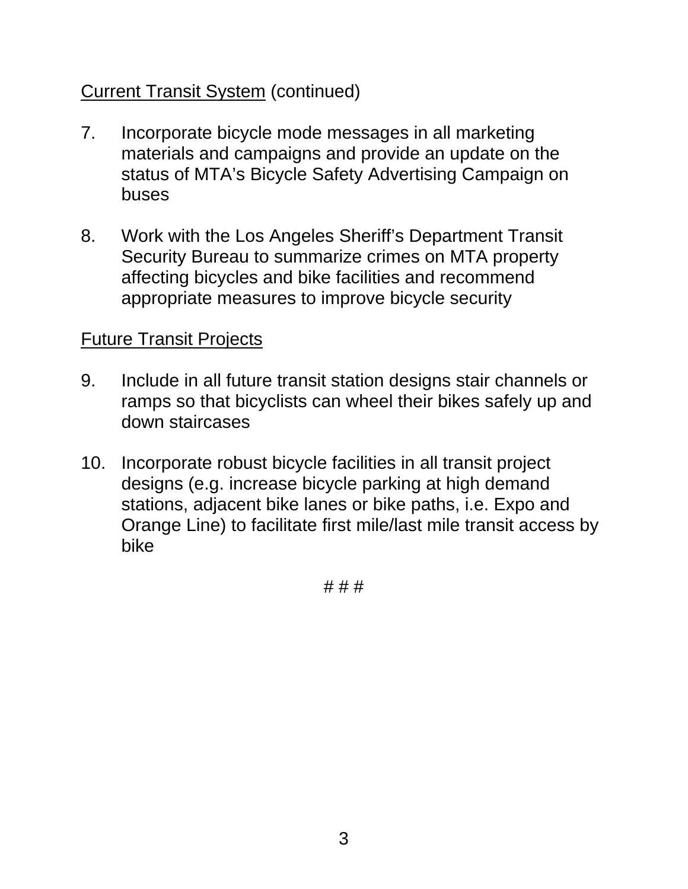<u>Current Transit System</u> (continued)

7. Incorporate bicycle mode messages in all marketing materials and campaigns and provide an update on the status of MTA's Bicycle Safety Advertising Campaign on buses

8. Work with the Los Angeles Sheriff's Department Transit Security Bureau to summarize crimes on MTA property affecting bicycles and bike facilities and recommend appropriate measures to improve bicycle security

<u>Future Transit Projects</u>

9. Include in all future transit station designs stair channels or ramps so that bicyclists can wheel their bikes safely up and down staircases

10. Incorporate robust bicycle facilities in all transit project designs (e.g. increase bicycle parking at high demand stations, adjacent bike lanes or bike paths, i.e. Expo and Orange Line) to facilitate first mile/last mile transit access by bike

# # #